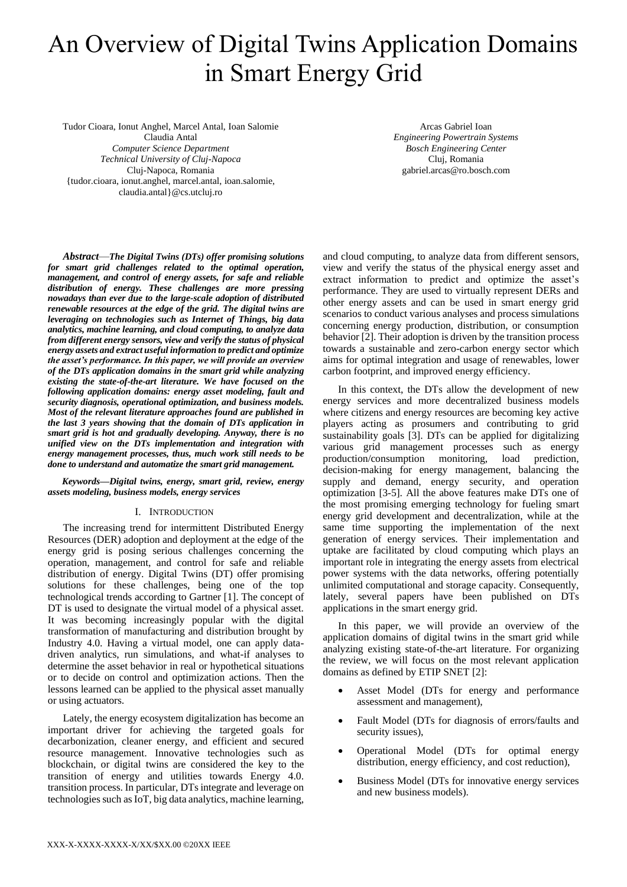# An Overview of Digital Twins Application Domains in Smart Energy Grid

Tudor Cioara, Ionut Anghel, Marcel Antal, Ioan Salomie
Claudia Antal
*Computer Science Department*
*Technical University of Cluj-Napoca*
Cluj-Napoca, Romania
{tudor.cioara, ionut.anghel, marcel.antal, ioan.salomie, claudia.antal}@cs.utcluj.ro

Arcas Gabriel Ioan
*Engineering Powertrain Systems*
*Bosch Engineering Center*
Cluj, Romania
gabriel.arcas@ro.bosch.com

***Abstract*—*The Digital Twins (DTs) offer promising solutions for smart grid challenges related to the optimal operation, management, and control of energy assets, for safe and reliable distribution of energy. These challenges are more pressing nowadays than ever due to the large-scale adoption of distributed renewable resources at the edge of the grid. The digital twins are leveraging on technologies such as Internet of Things, big data analytics, machine learning, and cloud computing, to analyze data from different energy sensors, view and verify the status of physical energy assets and extract useful information to predict and optimize the asset's performance. In this paper, we will provide an overview of the DTs application domains in the smart grid while analyzing existing the state-of-the-art literature. We have focused on the following application domains: energy asset modeling, fault and security diagnosis, operational optimization, and business models. Most of the relevant literature approaches found are published in the last 3 years showing that the domain of DTs application in smart grid is hot and gradually developing. Anyway, there is no unified view on the DTs implementation and integration with energy management processes, thus, much work still needs to be done to understand and automatize the smart grid management.***

***Keywords—Digital twins, energy, smart grid, review, energy assets modeling, business models, energy services***

## I. Introduction

The increasing trend for intermittent Distributed Energy Resources (DER) adoption and deployment at the edge of the energy grid is posing serious challenges concerning the operation, management, and control for safe and reliable distribution of energy. Digital Twins (DT) offer promising solutions for these challenges, being one of the top technological trends according to Gartner [1]. The concept of DT is used to designate the virtual model of a physical asset. It was becoming increasingly popular with the digital transformation of manufacturing and distribution brought by Industry 4.0. Having a virtual model, one can apply data-driven analytics, run simulations, and what-if analyses to determine the asset behavior in real or hypothetical situations or to decide on control and optimization actions. Then the lessons learned can be applied to the physical asset manually or using actuators.

Lately, the energy ecosystem digitalization has become an important driver for achieving the targeted goals for decarbonization, cleaner energy, and efficient and secured resource management. Innovative technologies such as blockchain, or digital twins are considered the key to the transition of energy and utilities towards Energy 4.0. transition process. In particular, DTs integrate and leverage on technologies such as IoT, big data analytics, machine learning, and cloud computing, to analyze data from different sensors, view and verify the status of the physical energy asset and extract information to predict and optimize the asset's performance. They are used to virtually represent DERs and other energy assets and can be used in smart energy grid scenarios to conduct various analyses and process simulations concerning energy production, distribution, or consumption behavior [2]. Their adoption is driven by the transition process towards a sustainable and zero-carbon energy sector which aims for optimal integration and usage of renewables, lower carbon footprint, and improved energy efficiency.

In this context, the DTs allow the development of new energy services and more decentralized business models where citizens and energy resources are becoming key active players acting as prosumers and contributing to grid sustainability goals [3]. DTs can be applied for digitalizing various grid management processes such as energy production/consumption monitoring, load prediction, decision-making for energy management, balancing the supply and demand, energy security, and operation optimization [3-5]. All the above features make DTs one of the most promising emerging technology for fueling smart energy grid development and decentralization, while at the same time supporting the implementation of the next generation of energy services. Their implementation and uptake are facilitated by cloud computing which plays an important role in integrating the energy assets from electrical power systems with the data networks, offering potentially unlimited computational and storage capacity. Consequently, lately, several papers have been published on DTs applications in the smart energy grid.

In this paper, we will provide an overview of the application domains of digital twins in the smart grid while analyzing existing state-of-the-art literature. For organizing the review, we will focus on the most relevant application domains as defined by ETIP SNET [2]:

- Asset Model (DTs for energy and performance assessment and management),
- Fault Model (DTs for diagnosis of errors/faults and security issues),
- Operational Model (DTs for optimal energy distribution, energy efficiency, and cost reduction),
- Business Model (DTs for innovative energy services and new business models).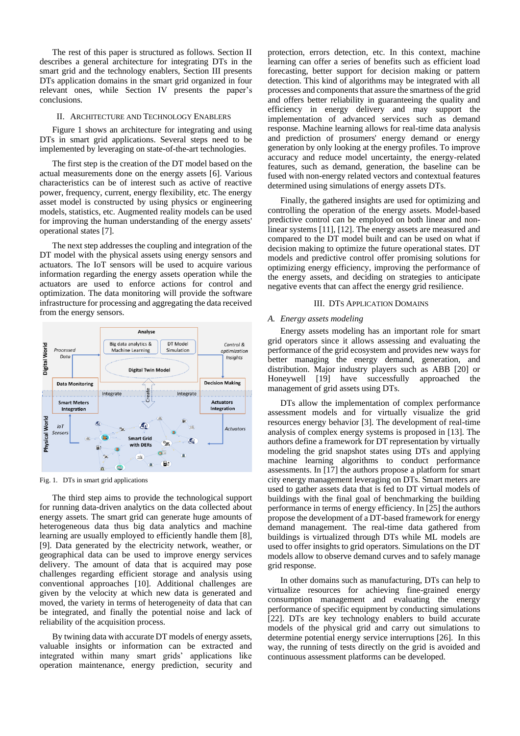The rest of this paper is structured as follows. Section II describes a general architecture for integrating DTs in the smart grid and the technology enablers, Section III presents DTs application domains in the smart grid organized in four relevant ones, while Section IV presents the paper's conclusions.

## II. Architecture and Technology Enablers

Figure 1 shows an architecture for integrating and using DTs in smart grid applications. Several steps need to be implemented by leveraging on state-of-the-art technologies.

The first step is the creation of the DT model based on the actual measurements done on the energy assets [6]. Various characteristics can be of interest such as active of reactive power, frequency, current, energy flexibility, etc. The energy asset model is constructed by using physics or engineering models, statistics, etc. Augmented reality models can be used for improving the human understanding of the energy assets' operational states [7].

The next step addresses the coupling and integration of the DT model with the physical assets using energy sensors and actuators. The IoT sensors will be used to acquire various information regarding the energy assets operation while the actuators are used to enforce actions for control and optimization. The data monitoring will provide the software infrastructure for processing and aggregating the data received from the energy sensors.

Fig. 1. DTs in smart grid applications

The third step aims to provide the technological support for running data-driven analytics on the data collected about energy assets. The smart grid can generate huge amounts of heterogeneous data thus big data analytics and machine learning are usually employed to efficiently handle them [8], [9]. Data generated by the electricity network, weather, or geographical data can be used to improve energy services delivery. The amount of data that is acquired may pose challenges regarding efficient storage and analysis using conventional approaches [10]. Additional challenges are given by the velocity at which new data is generated and moved, the variety in terms of heterogeneity of data that can be integrated, and finally the potential noise and lack of reliability of the acquisition process.

By twining data with accurate DT models of energy assets, valuable insights or information can be extracted and integrated within many smart grids' applications like operation maintenance, energy prediction, security and protection, errors detection, etc. In this context, machine learning can offer a series of benefits such as efficient load forecasting, better support for decision making or pattern detection. This kind of algorithms may be integrated with all processes and components that assure the smartness of the grid and offers better reliability in guaranteeing the quality and efficiency in energy delivery and may support the implementation of advanced services such as demand response. Machine learning allows for real-time data analysis and prediction of prosumers' energy demand or energy generation by only looking at the energy profiles. To improve accuracy and reduce model uncertainty, the energy-related features, such as demand, generation, the baseline can be fused with non-energy related vectors and contextual features determined using simulations of energy assets DTs.

Finally, the gathered insights are used for optimizing and controlling the operation of the energy assets. Model-based predictive control can be employed on both linear and non-linear systems [11], [12]. The energy assets are measured and compared to the DT model built and can be used on what if decision making to optimize the future operational states. DT models and predictive control offer promising solutions for optimizing energy efficiency, improving the performance of the energy assets, and deciding on strategies to anticipate negative events that can affect the energy grid resilience.

## III. DTs Application Domains

### A. Energy assets modeling

Energy assets modeling has an important role for smart grid operators since it allows assessing and evaluating the performance of the grid ecosystem and provides new ways for better managing the energy demand, generation, and distribution. Major industry players such as ABB [20] or Honeywell [19] have successfully approached the management of grid assets using DTs.

DTs allow the implementation of complex performance assessment models and for virtually visualize the grid resources energy behavior [3]. The development of real-time analysis of complex energy systems is proposed in [13]. The authors define a framework for DT representation by virtually modeling the grid snapshot states using DTs and applying machine learning algorithms to conduct performance assessments. In [17] the authors propose a platform for smart city energy management leveraging on DTs. Smart meters are used to gather assets data that is fed to DT virtual models of buildings with the final goal of benchmarking the building performance in terms of energy efficiency. In [25] the authors propose the development of a DT-based framework for energy demand management. The real-time data gathered from buildings is virtualized through DTs while ML models are used to offer insights to grid operators. Simulations on the DT models allow to observe demand curves and to safely manage grid response.

In other domains such as manufacturing, DTs can help to virtualize resources for achieving fine-grained energy consumption management and evaluating the energy performance of specific equipment by conducting simulations [22]. DTs are key technology enablers to build accurate models of the physical grid and carry out simulations to determine potential energy service interruptions [26]. In this way, the running of tests directly on the grid is avoided and continuous assessment platforms can be developed.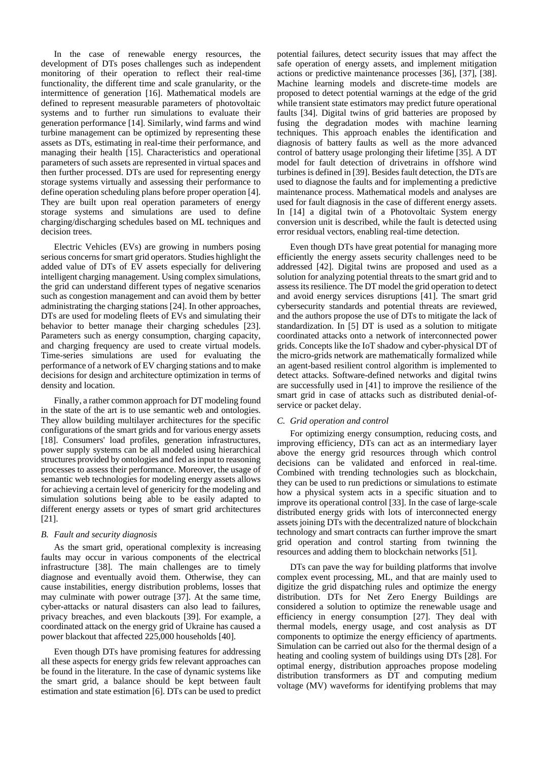In the case of renewable energy resources, the development of DTs poses challenges such as independent monitoring of their operation to reflect their real-time functionality, the different time and scale granularity, or the intermittence of generation [16]. Mathematical models are defined to represent measurable parameters of photovoltaic systems and to further run simulations to evaluate their generation performance [14]. Similarly, wind farms and wind turbine management can be optimized by representing these assets as DTs, estimating in real-time their performance, and managing their health [15]. Characteristics and operational parameters of such assets are represented in virtual spaces and then further processed. DTs are used for representing energy storage systems virtually and assessing their performance to define operation scheduling plans before proper operation [4]. They are built upon real operation parameters of energy storage systems and simulations are used to define charging/discharging schedules based on ML techniques and decision trees.

Electric Vehicles (EVs) are growing in numbers posing serious concerns for smart grid operators. Studies highlight the added value of DTs of EV assets especially for delivering intelligent charging management. Using complex simulations, the grid can understand different types of negative scenarios such as congestion management and can avoid them by better administrating the charging stations [24]. In other approaches, DTs are used for modeling fleets of EVs and simulating their behavior to better manage their charging schedules [23]. Parameters such as energy consumption, charging capacity, and charging frequency are used to create virtual models. Time-series simulations are used for evaluating the performance of a network of EV charging stations and to make decisions for design and architecture optimization in terms of density and location.

Finally, a rather common approach for DT modeling found in the state of the art is to use semantic web and ontologies. They allow building multilayer architectures for the specific configurations of the smart grids and for various energy assets [18]. Consumers' load profiles, generation infrastructures, power supply systems can be all modeled using hierarchical structures provided by ontologies and fed as input to reasoning processes to assess their performance. Moreover, the usage of semantic web technologies for modeling energy assets allows for achieving a certain level of genericity for the modeling and simulation solutions being able to be easily adapted to different energy assets or types of smart grid architectures [21].

### *B. Fault and security diagnosis*

As the smart grid, operational complexity is increasing faults may occur in various components of the electrical infrastructure [38]. The main challenges are to timely diagnose and eventually avoid them. Otherwise, they can cause instabilities, energy distribution problems, losses that may culminate with power outrage [37]. At the same time, cyber-attacks or natural disasters can also lead to failures, privacy breaches, and even blackouts [39]. For example, a coordinated attack on the energy grid of Ukraine has caused a power blackout that affected 225,000 households [40].

Even though DTs have promising features for addressing all these aspects for energy grids few relevant approaches can be found in the literature. In the case of dynamic systems like the smart grid, a balance should be kept between fault estimation and state estimation [6]. DTs can be used to predict potential failures, detect security issues that may affect the safe operation of energy assets, and implement mitigation actions or predictive maintenance processes [36], [37], [38]. Machine learning models and discrete-time models are proposed to detect potential warnings at the edge of the grid while transient state estimators may predict future operational faults [34]. Digital twins of grid batteries are proposed by fusing the degradation modes with machine learning techniques. This approach enables the identification and diagnosis of battery faults as well as the more advanced control of battery usage prolonging their lifetime [35]. A DT model for fault detection of drivetrains in offshore wind turbines is defined in [39]. Besides fault detection, the DTs are used to diagnose the faults and for implementing a predictive maintenance process. Mathematical models and analyses are used for fault diagnosis in the case of different energy assets. In [14] a digital twin of a Photovoltaic System energy conversion unit is described, while the fault is detected using error residual vectors, enabling real-time detection.

Even though DTs have great potential for managing more efficiently the energy assets security challenges need to be addressed [42]. Digital twins are proposed and used as a solution for analyzing potential threats to the smart grid and to assess its resilience. The DT model the grid operation to detect and avoid energy services disruptions [41]. The smart grid cybersecurity standards and potential threats are reviewed, and the authors propose the use of DTs to mitigate the lack of standardization. In [5] DT is used as a solution to mitigate coordinated attacks onto a network of interconnected power grids. Concepts like the IoT shadow and cyber-physical DT of the micro-grids network are mathematically formalized while an agent-based resilient control algorithm is implemented to detect attacks. Software-defined networks and digital twins are successfully used in [41] to improve the resilience of the smart grid in case of attacks such as distributed denial-of-service or packet delay.

### *C. Grid operation and control*

For optimizing energy consumption, reducing costs, and improving efficiency, DTs can act as an intermediary layer above the energy grid resources through which control decisions can be validated and enforced in real-time. Combined with trending technologies such as blockchain, they can be used to run predictions or simulations to estimate how a physical system acts in a specific situation and to improve its operational control [33]. In the case of large-scale distributed energy grids with lots of interconnected energy assets joining DTs with the decentralized nature of blockchain technology and smart contracts can further improve the smart grid operation and control starting from twinning the resources and adding them to blockchain networks [51].

DTs can pave the way for building platforms that involve complex event processing, ML, and that are mainly used to digitize the grid dispatching rules and optimize the energy distribution. DTs for Net Zero Energy Buildings are considered a solution to optimize the renewable usage and efficiency in energy consumption [27]. They deal with thermal models, energy usage, and cost analysis as DT components to optimize the energy efficiency of apartments. Simulation can be carried out also for the thermal design of a heating and cooling system of buildings using DTs [28]. For optimal energy, distribution approaches propose modeling distribution transformers as DT and computing medium voltage (MV) waveforms for identifying problems that may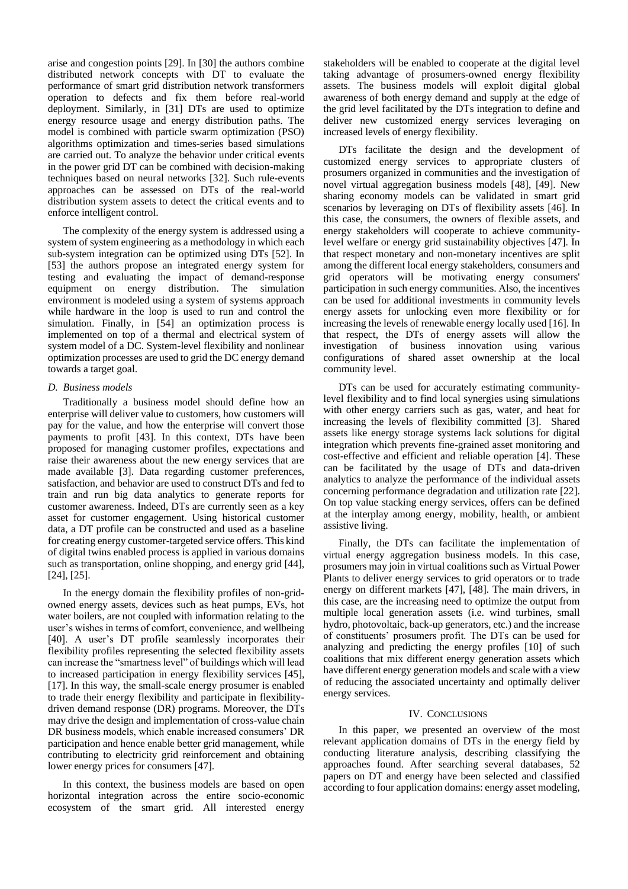arise and congestion points [29]. In [30] the authors combine distributed network concepts with DT to evaluate the performance of smart grid distribution network transformers operation to defects and fix them before real-world deployment. Similarly, in [31] DTs are used to optimize energy resource usage and energy distribution paths. The model is combined with particle swarm optimization (PSO) algorithms optimization and times-series based simulations are carried out. To analyze the behavior under critical events in the power grid DT can be combined with decision-making techniques based on neural networks [32]. Such rule-events approaches can be assessed on DTs of the real-world distribution system assets to detect the critical events and to enforce intelligent control.

The complexity of the energy system is addressed using a system of system engineering as a methodology in which each sub-system integration can be optimized using DTs [52]. In [53] the authors propose an integrated energy system for testing and evaluating the impact of demand-response equipment on energy distribution. The simulation environment is modeled using a system of systems approach while hardware in the loop is used to run and control the simulation. Finally, in [54] an optimization process is implemented on top of a thermal and electrical system of system model of a DC. System-level flexibility and nonlinear optimization processes are used to grid the DC energy demand towards a target goal.

### *D. Business models*

Traditionally a business model should define how an enterprise will deliver value to customers, how customers will pay for the value, and how the enterprise will convert those payments to profit [43]. In this context, DTs have been proposed for managing customer profiles, expectations and raise their awareness about the new energy services that are made available [3]. Data regarding customer preferences, satisfaction, and behavior are used to construct DTs and fed to train and run big data analytics to generate reports for customer awareness. Indeed, DTs are currently seen as a key asset for customer engagement. Using historical customer data, a DT profile can be constructed and used as a baseline for creating energy customer-targeted service offers. This kind of digital twins enabled process is applied in various domains such as transportation, online shopping, and energy grid [44], [24], [25].

In the energy domain the flexibility profiles of non-grid-owned energy assets, devices such as heat pumps, EVs, hot water boilers, are not coupled with information relating to the user's wishes in terms of comfort, convenience, and wellbeing [40]. A user's DT profile seamlessly incorporates their flexibility profiles representing the selected flexibility assets can increase the "smartness level" of buildings which will lead to increased participation in energy flexibility services [45], [17]. In this way, the small-scale energy prosumer is enabled to trade their energy flexibility and participate in flexibility-driven demand response (DR) programs. Moreover, the DTs may drive the design and implementation of cross-value chain DR business models, which enable increased consumers' DR participation and hence enable better grid management, while contributing to electricity grid reinforcement and obtaining lower energy prices for consumers [47].

In this context, the business models are based on open horizontal integration across the entire socio-economic ecosystem of the smart grid. All interested energy stakeholders will be enabled to cooperate at the digital level taking advantage of prosumers-owned energy flexibility assets. The business models will exploit digital global awareness of both energy demand and supply at the edge of the grid level facilitated by the DTs integration to define and deliver new customized energy services leveraging on increased levels of energy flexibility.

DTs facilitate the design and the development of customized energy services to appropriate clusters of prosumers organized in communities and the investigation of novel virtual aggregation business models [48], [49]. New sharing economy models can be validated in smart grid scenarios by leveraging on DTs of flexibility assets [46]. In this case, the consumers, the owners of flexible assets, and energy stakeholders will cooperate to achieve community-level welfare or energy grid sustainability objectives [47]. In that respect monetary and non-monetary incentives are split among the different local energy stakeholders, consumers and grid operators will be motivating energy consumers' participation in such energy communities. Also, the incentives can be used for additional investments in community levels energy assets for unlocking even more flexibility or for increasing the levels of renewable energy locally used [16]. In that respect, the DTs of energy assets will allow the investigation of business innovation using various configurations of shared asset ownership at the local community level.

DTs can be used for accurately estimating community-level flexibility and to find local synergies using simulations with other energy carriers such as gas, water, and heat for increasing the levels of flexibility committed [3]. Shared assets like energy storage systems lack solutions for digital integration which prevents fine-grained asset monitoring and cost-effective and efficient and reliable operation [4]. These can be facilitated by the usage of DTs and data-driven analytics to analyze the performance of the individual assets concerning performance degradation and utilization rate [22]. On top value stacking energy services, offers can be defined at the interplay among energy, mobility, health, or ambient assistive living.

Finally, the DTs can facilitate the implementation of virtual energy aggregation business models. In this case, prosumers may join in virtual coalitions such as Virtual Power Plants to deliver energy services to grid operators or to trade energy on different markets [47], [48]. The main drivers, in this case, are the increasing need to optimize the output from multiple local generation assets (i.e. wind turbines, small hydro, photovoltaic, back-up generators, etc.) and the increase of constituents' prosumers profit. The DTs can be used for analyzing and predicting the energy profiles [10] of such coalitions that mix different energy generation assets which have different energy generation models and scale with a view of reducing the associated uncertainty and optimally deliver energy services.

## IV. Conclusions

In this paper, we presented an overview of the most relevant application domains of DTs in the energy field by conducting literature analysis, describing classifying the approaches found. After searching several databases, 52 papers on DT and energy have been selected and classified according to four application domains: energy asset modeling,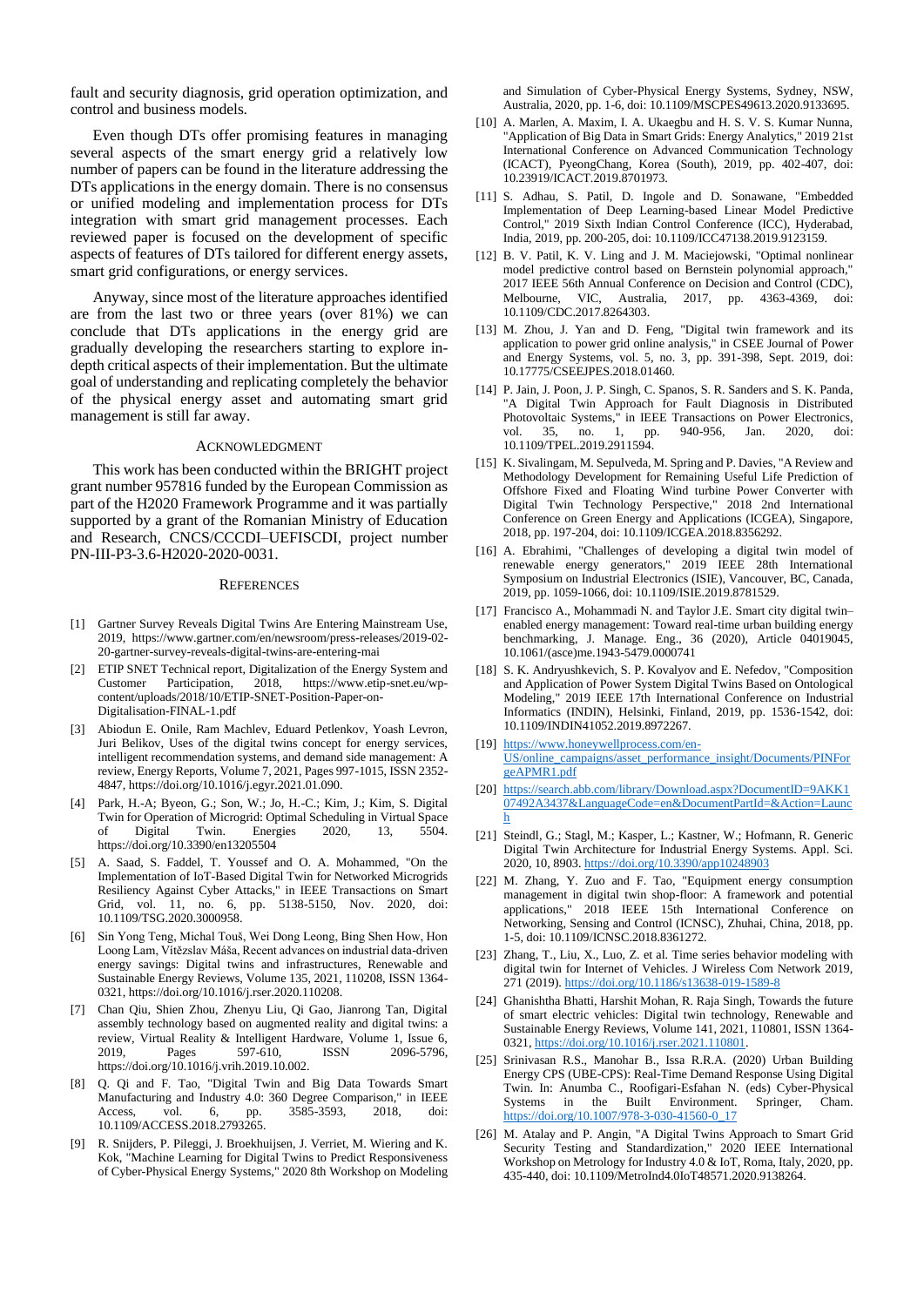fault and security diagnosis, grid operation optimization, and control and business models.

Even though DTs offer promising features in managing several aspects of the smart energy grid a relatively low number of papers can be found in the literature addressing the DTs applications in the energy domain. There is no consensus or unified modeling and implementation process for DTs integration with smart grid management processes. Each reviewed paper is focused on the development of specific aspects of features of DTs tailored for different energy assets, smart grid configurations, or energy services.

Anyway, since most of the literature approaches identified are from the last two or three years (over 81%) we can conclude that DTs applications in the energy grid are gradually developing the researchers starting to explore in-depth critical aspects of their implementation. But the ultimate goal of understanding and replicating completely the behavior of the physical energy asset and automating smart grid management is still far away.

## Acknowledgment

This work has been conducted within the BRIGHT project grant number 957816 funded by the European Commission as part of the H2020 Framework Programme and it was partially supported by a grant of the Romanian Ministry of Education and Research, CNCS/CCCDI–UEFISCDI, project number PN-III-P3-3.6-H2020-2020-0031.

## References

[1] Gartner Survey Reveals Digital Twins Are Entering Mainstream Use, 2019, https://www.gartner.com/en/newsroom/press-releases/2019-02-20-gartner-survey-reveals-digital-twins-are-entering-mai

[2] ETIP SNET Technical report, Digitalization of the Energy System and Customer Participation, 2018, https://www.etip-snet.eu/wp-content/uploads/2018/10/ETIP-SNET-Position-Paper-on-Digitalisation-FINAL-1.pdf

[3] Abiodun E. Onile, Ram Machlev, Eduard Petlenkov, Yoash Levron, Juri Belikov, Uses of the digital twins concept for energy services, intelligent recommendation systems, and demand side management: A review, Energy Reports, Volume 7, 2021, Pages 997-1015, ISSN 2352-4847, https://doi.org/10.1016/j.egyr.2021.01.090.

[4] Park, H.-A; Byeon, G.; Son, W.; Jo, H.-C.; Kim, J.; Kim, S. Digital Twin for Operation of Microgrid: Optimal Scheduling in Virtual Space of Digital Twin. Energies 2020, 13, 5504. https://doi.org/10.3390/en13205504

[5] A. Saad, S. Faddel, T. Youssef and O. A. Mohammed, "On the Implementation of IoT-Based Digital Twin for Networked Microgrids Resiliency Against Cyber Attacks," in IEEE Transactions on Smart Grid, vol. 11, no. 6, pp. 5138-5150, Nov. 2020, doi: 10.1109/TSG.2020.3000958.

[6] Sin Yong Teng, Michal Touš, Wei Dong Leong, Bing Shen How, Hon Loong Lam, Vítězslav Máša, Recent advances on industrial data-driven energy savings: Digital twins and infrastructures, Renewable and Sustainable Energy Reviews, Volume 135, 2021, 110208, ISSN 1364-0321, https://doi.org/10.1016/j.rser.2020.110208.

[7] Chan Qiu, Shien Zhou, Zhenyu Liu, Qi Gao, Jianrong Tan, Digital assembly technology based on augmented reality and digital twins: a review, Virtual Reality & Intelligent Hardware, Volume 1, Issue 6, 2019, Pages 597-610, ISSN 2096-5796, https://doi.org/10.1016/j.vrih.2019.10.002.

[8] Q. Qi and F. Tao, "Digital Twin and Big Data Towards Smart Manufacturing and Industry 4.0: 360 Degree Comparison," in IEEE Access, vol. 6, pp. 3585-3593, 2018, doi: 10.1109/ACCESS.2018.2793265.

[9] R. Snijders, P. Pileggi, J. Broekhuijsen, J. Verriet, M. Wiering and K. Kok, "Machine Learning for Digital Twins to Predict Responsiveness of Cyber-Physical Energy Systems," 2020 8th Workshop on Modeling and Simulation of Cyber-Physical Energy Systems, Sydney, NSW, Australia, 2020, pp. 1-6, doi: 10.1109/MSCPES49613.2020.9133695.

[10] A. Marlen, A. Maxim, I. A. Ukaegbu and H. S. V. S. Kumar Nunna, "Application of Big Data in Smart Grids: Energy Analytics," 2019 21st International Conference on Advanced Communication Technology (ICACT), PyeongChang, Korea (South), 2019, pp. 402-407, doi: 10.23919/ICACT.2019.8701973.

[11] S. Adhau, S. Patil, D. Ingole and D. Sonawane, "Embedded Implementation of Deep Learning-based Linear Model Predictive Control," 2019 Sixth Indian Control Conference (ICC), Hyderabad, India, 2019, pp. 200-205, doi: 10.1109/ICC47138.2019.9123159.

[12] B. V. Patil, K. V. Ling and J. M. Maciejowski, "Optimal nonlinear model predictive control based on Bernstein polynomial approach," 2017 IEEE 56th Annual Conference on Decision and Control (CDC), Melbourne, VIC, Australia, 2017, pp. 4363-4369, doi: 10.1109/CDC.2017.8264303.

[13] M. Zhou, J. Yan and D. Feng, "Digital twin framework and its application to power grid online analysis," in CSEE Journal of Power and Energy Systems, vol. 5, no. 3, pp. 391-398, Sept. 2019, doi: 10.17775/CSEEJPES.2018.01460.

[14] P. Jain, J. Poon, J. P. Singh, C. Spanos, S. R. Sanders and S. K. Panda, "A Digital Twin Approach for Fault Diagnosis in Distributed Photovoltaic Systems," in IEEE Transactions on Power Electronics, vol. 35, no. 1, pp. 940-956, Jan. 2020, doi: 10.1109/TPEL.2019.2911594.

[15] K. Sivalingam, M. Sepulveda, M. Spring and P. Davies, "A Review and Methodology Development for Remaining Useful Life Prediction of Offshore Fixed and Floating Wind turbine Power Converter with Digital Twin Technology Perspective," 2018 2nd International Conference on Green Energy and Applications (ICGEA), Singapore, 2018, pp. 197-204, doi: 10.1109/ICGEA.2018.8356292.

[16] A. Ebrahimi, "Challenges of developing a digital twin model of renewable energy generators," 2019 IEEE 28th International Symposium on Industrial Electronics (ISIE), Vancouver, BC, Canada, 2019, pp. 1059-1066, doi: 10.1109/ISIE.2019.8781529.

[17] Francisco A., Mohammadi N. and Taylor J.E. Smart city digital twin–enabled energy management: Toward real-time urban building energy benchmarking, J. Manage. Eng., 36 (2020), Article 04019045, 10.1061/(asce)me.1943-5479.0000741

[18] S. K. Andryushkevich, S. P. Kovalyov and E. Nefedov, "Composition and Application of Power System Digital Twins Based on Ontological Modeling," 2019 IEEE 17th International Conference on Industrial Informatics (INDIN), Helsinki, Finland, 2019, pp. 1536-1542, doi: 10.1109/INDIN41052.2019.8972267.

[19] https://www.honeywellprocess.com/en-US/online_campaigns/asset_performance_insight/Documents/PINForgeAPMR1.pdf

[20] https://search.abb.com/library/Download.aspx?DocumentID=9AKK107492A3437&LanguageCode=en&DocumentPartId=&Action=Launch

[21] Steindl, G.; Stagl, M.; Kasper, L.; Kastner, W.; Hofmann, R. Generic Digital Twin Architecture for Industrial Energy Systems. Appl. Sci. 2020, 10, 8903. https://doi.org/10.3390/app10248903

[22] M. Zhang, Y. Zuo and F. Tao, "Equipment energy consumption management in digital twin shop-floor: A framework and potential applications," 2018 IEEE 15th International Conference on Networking, Sensing and Control (ICNSC), Zhuhai, China, 2018, pp. 1-5, doi: 10.1109/ICNSC.2018.8361272.

[23] Zhang, T., Liu, X., Luo, Z. et al. Time series behavior modeling with digital twin for Internet of Vehicles. J Wireless Com Network 2019, 271 (2019). https://doi.org/10.1186/s13638-019-1589-8

[24] Ghanishtha Bhatti, Harshit Mohan, R. Raja Singh, Towards the future of smart electric vehicles: Digital twin technology, Renewable and Sustainable Energy Reviews, Volume 141, 2021, 110801, ISSN 1364-0321, https://doi.org/10.1016/j.rser.2021.110801.

[25] Srinivasan R.S., Manohar B., Issa R.R.A. (2020) Urban Building Energy CPS (UBE-CPS): Real-Time Demand Response Using Digital Twin. In: Anumba C., Roofigari-Esfahan N. (eds) Cyber-Physical Systems in the Built Environment. Springer, Cham. https://doi.org/10.1007/978-3-030-41560-0_17

[26] M. Atalay and P. Angin, "A Digital Twins Approach to Smart Grid Security Testing and Standardization," 2020 IEEE International Workshop on Metrology for Industry 4.0 & IoT, Roma, Italy, 2020, pp. 435-440, doi: 10.1109/MetroInd4.0IoT48571.2020.9138264.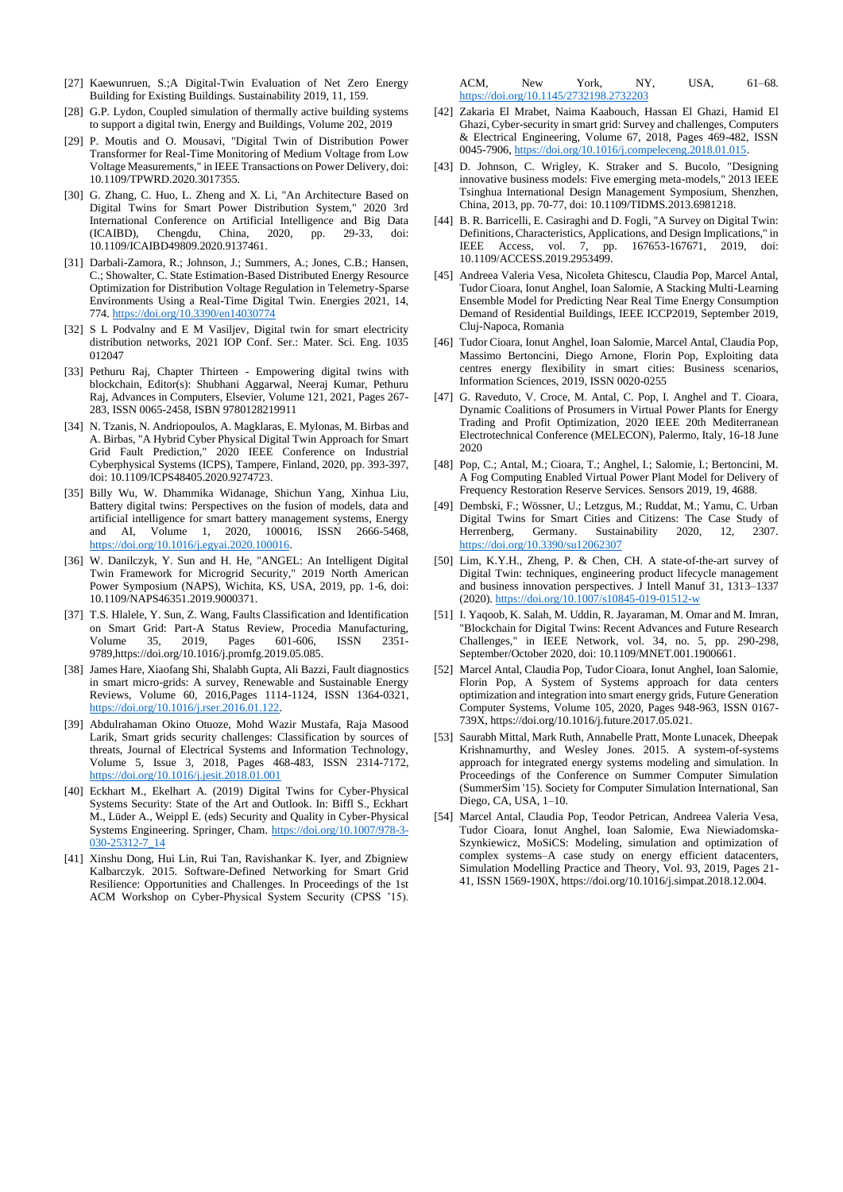[27] Kaewunruen, S.;A Digital-Twin Evaluation of Net Zero Energy Building for Existing Buildings. Sustainability 2019, 11, 159.

[28] G.P. Lydon, Coupled simulation of thermally active building systems to support a digital twin, Energy and Buildings, Volume 202, 2019

[29] P. Moutis and O. Mousavi, "Digital Twin of Distribution Power Transformer for Real-Time Monitoring of Medium Voltage from Low Voltage Measurements," in IEEE Transactions on Power Delivery, doi: 10.1109/TPWRD.2020.3017355.

[30] G. Zhang, C. Huo, L. Zheng and X. Li, "An Architecture Based on Digital Twins for Smart Power Distribution System," 2020 3rd International Conference on Artificial Intelligence and Big Data (ICAIBD), Chengdu, China, 2020, pp. 29-33, doi: 10.1109/ICAIBD49809.2020.9137461.

[31] Darbali-Zamora, R.; Johnson, J.; Summers, A.; Jones, C.B.; Hansen, C.; Showalter, C. State Estimation-Based Distributed Energy Resource Optimization for Distribution Voltage Regulation in Telemetry-Sparse Environments Using a Real-Time Digital Twin. Energies 2021, 14, 774. https://doi.org/10.3390/en14030774

[32] S L Podvalny and E M Vasiljev, Digital twin for smart electricity distribution networks, 2021 IOP Conf. Ser.: Mater. Sci. Eng. 1035 012047

[33] Pethuru Raj, Chapter Thirteen - Empowering digital twins with blockchain, Editor(s): Shubhani Aggarwal, Neeraj Kumar, Pethuru Raj, Advances in Computers, Elsevier, Volume 121, 2021, Pages 267-283, ISSN 0065-2458, ISBN 9780128219911

[34] N. Tzanis, N. Andriopoulos, A. Magklaras, E. Mylonas, M. Birbas and A. Birbas, "A Hybrid Cyber Physical Digital Twin Approach for Smart Grid Fault Prediction," 2020 IEEE Conference on Industrial Cyberphysical Systems (ICPS), Tampere, Finland, 2020, pp. 393-397, doi: 10.1109/ICPS48405.2020.9274723.

[35] Billy Wu, W. Dhammika Widanage, Shichun Yang, Xinhua Liu, Battery digital twins: Perspectives on the fusion of models, data and artificial intelligence for smart battery management systems, Energy and AI, Volume 1, 2020, 100016, ISSN 2666-5468, https://doi.org/10.1016/j.egyai.2020.100016.

[36] W. Danilczyk, Y. Sun and H. He, "ANGEL: An Intelligent Digital Twin Framework for Microgrid Security," 2019 North American Power Symposium (NAPS), Wichita, KS, USA, 2019, pp. 1-6, doi: 10.1109/NAPS46351.2019.9000371.

[37] T.S. Hlalele, Y. Sun, Z. Wang, Faults Classification and Identification on Smart Grid: Part-A Status Review, Procedia Manufacturing, Volume 35, 2019, Pages 601-606, ISSN 2351-9789,https://doi.org/10.1016/j.promfg.2019.05.085.

[38] James Hare, Xiaofang Shi, Shalabh Gupta, Ali Bazzi, Fault diagnostics in smart micro-grids: A survey, Renewable and Sustainable Energy Reviews, Volume 60, 2016,Pages 1114-1124, ISSN 1364-0321, https://doi.org/10.1016/j.rser.2016.01.122.

[39] Abdulrahaman Okino Otuoze, Mohd Wazir Mustafa, Raja Masood Larik, Smart grids security challenges: Classification by sources of threats, Journal of Electrical Systems and Information Technology, Volume 5, Issue 3, 2018, Pages 468-483, ISSN 2314-7172, https://doi.org/10.1016/j.jesit.2018.01.001

[40] Eckhart M., Ekelhart A. (2019) Digital Twins for Cyber-Physical Systems Security: State of the Art and Outlook. In: Biffl S., Eckhart M., Lüder A., Weippl E. (eds) Security and Quality in Cyber-Physical Systems Engineering. Springer, Cham. https://doi.org/10.1007/978-3-030-25312-7_14

[41] Xinshu Dong, Hui Lin, Rui Tan, Ravishankar K. Iyer, and Zbigniew Kalbarczyk. 2015. Software-Defined Networking for Smart Grid Resilience: Opportunities and Challenges. In Proceedings of the 1st ACM Workshop on Cyber-Physical System Security (CPSS '15). ACM, New York, NY, USA, 61–68. https://doi.org/10.1145/2732198.2732203

[42] Zakaria El Mrabet, Naima Kaabouch, Hassan El Ghazi, Hamid El Ghazi, Cyber-security in smart grid: Survey and challenges, Computers & Electrical Engineering, Volume 67, 2018, Pages 469-482, ISSN 0045-7906, https://doi.org/10.1016/j.compeleceng.2018.01.015.

[43] D. Johnson, C. Wrigley, K. Straker and S. Bucolo, "Designing innovative business models: Five emerging meta-models," 2013 IEEE Tsinghua International Design Management Symposium, Shenzhen, China, 2013, pp. 70-77, doi: 10.1109/TIDMS.2013.6981218.

[44] B. R. Barricelli, E. Casiraghi and D. Fogli, "A Survey on Digital Twin: Definitions, Characteristics, Applications, and Design Implications," in IEEE Access, vol. 7, pp. 167653-167671, 2019, doi: 10.1109/ACCESS.2019.2953499.

[45] Andreea Valeria Vesa, Nicoleta Ghitescu, Claudia Pop, Marcel Antal, Tudor Cioara, Ionut Anghel, Ioan Salomie, A Stacking Multi-Learning Ensemble Model for Predicting Near Real Time Energy Consumption Demand of Residential Buildings, IEEE ICCP2019, September 2019, Cluj-Napoca, Romania

[46] Tudor Cioara, Ionut Anghel, Ioan Salomie, Marcel Antal, Claudia Pop, Massimo Bertoncini, Diego Arnone, Florin Pop, Exploiting data centres energy flexibility in smart cities: Business scenarios, Information Sciences, 2019, ISSN 0020-0255

[47] G. Raveduto, V. Croce, M. Antal, C. Pop, I. Anghel and T. Cioara, Dynamic Coalitions of Prosumers in Virtual Power Plants for Energy Trading and Profit Optimization, 2020 IEEE 20th Mediterranean Electrotechnical Conference (MELECON), Palermo, Italy, 16-18 June 2020

[48] Pop, C.; Antal, M.; Cioara, T.; Anghel, I.; Salomie, I.; Bertoncini, M. A Fog Computing Enabled Virtual Power Plant Model for Delivery of Frequency Restoration Reserve Services. Sensors 2019, 19, 4688.

[49] Dembski, F.; Wössner, U.; Letzgus, M.; Ruddat, M.; Yamu, C. Urban Digital Twins for Smart Cities and Citizens: The Case Study of Herrenberg, Germany. Sustainability 2020, 12, 2307. https://doi.org/10.3390/su12062307

[50] Lim, K.Y.H., Zheng, P. & Chen, CH. A state-of-the-art survey of Digital Twin: techniques, engineering product lifecycle management and business innovation perspectives. J Intell Manuf 31, 1313–1337 (2020). https://doi.org/10.1007/s10845-019-01512-w

[51] I. Yaqoob, K. Salah, M. Uddin, R. Jayaraman, M. Omar and M. Imran, "Blockchain for Digital Twins: Recent Advances and Future Research Challenges," in IEEE Network, vol. 34, no. 5, pp. 290-298, September/October 2020, doi: 10.1109/MNET.001.1900661.

[52] Marcel Antal, Claudia Pop, Tudor Cioara, Ionut Anghel, Ioan Salomie, Florin Pop, A System of Systems approach for data centers optimization and integration into smart energy grids, Future Generation Computer Systems, Volume 105, 2020, Pages 948-963, ISSN 0167-739X, https://doi.org/10.1016/j.future.2017.05.021.

[53] Saurabh Mittal, Mark Ruth, Annabelle Pratt, Monte Lunacek, Dheepak Krishnamurthy, and Wesley Jones. 2015. A system-of-systems approach for integrated energy systems modeling and simulation. In Proceedings of the Conference on Summer Computer Simulation (SummerSim '15). Society for Computer Simulation International, San Diego, CA, USA, 1–10.

[54] Marcel Antal, Claudia Pop, Teodor Petrican, Andreea Valeria Vesa, Tudor Cioara, Ionut Anghel, Ioan Salomie, Ewa Niewiadomska-Szynkiewicz, MoSiCS: Modeling, simulation and optimization of complex systems–A case study on energy efficient datacenters, Simulation Modelling Practice and Theory, Vol. 93, 2019, Pages 21-41, ISSN 1569-190X, https://doi.org/10.1016/j.simpat.2018.12.004.